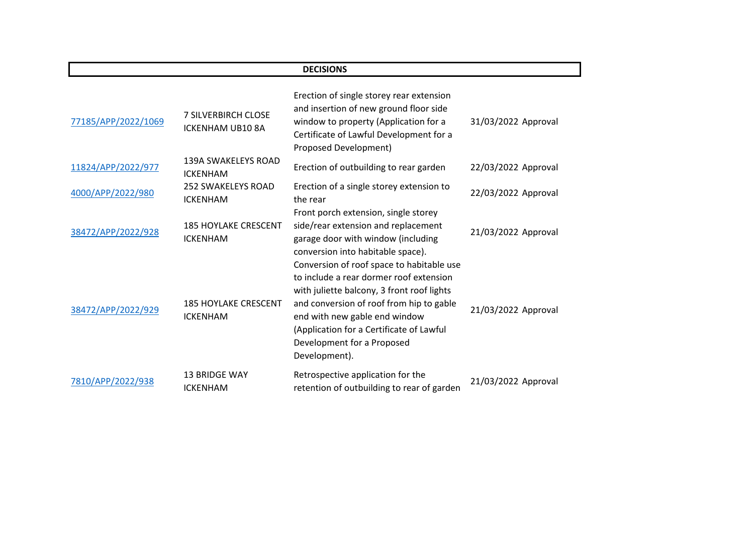**DECISIONS**

| | | | | |
|---|---|---|---|---|
| 77185/APP/2022/1069 | 7 SILVERBIRCH CLOSE ICKENHAM UB10 8A | Erection of single storey rear extension and insertion of new ground floor side window to property (Application for a Certificate of Lawful Development for a Proposed Development) | 31/03/2022 | Approval |
| 11824/APP/2022/977 | 139A SWAKELEYS ROAD ICKENHAM | Erection of outbuilding to rear garden | 22/03/2022 | Approval |
| 4000/APP/2022/980 | 252 SWAKELEYS ROAD ICKENHAM | Erection of a single storey extension to the rear | 22/03/2022 | Approval |
| 38472/APP/2022/928 | 185 HOYLAKE CRESCENT ICKENHAM | Front porch extension, single storey side/rear extension and replacement garage door with window (including conversion into habitable space). | 21/03/2022 | Approval |
| 38472/APP/2022/929 | 185 HOYLAKE CRESCENT ICKENHAM | Conversion of roof space to habitable use to include a rear dormer roof extension with juliette balcony, 3 front roof lights and conversion of roof from hip to gable end with new gable end window (Application for a Certificate of Lawful Development for a Proposed Development). | 21/03/2022 | Approval |
| 7810/APP/2022/938 | 13 BRIDGE WAY ICKENHAM | Retrospective application for the retention of outbuilding to rear of garden | 21/03/2022 | Approval |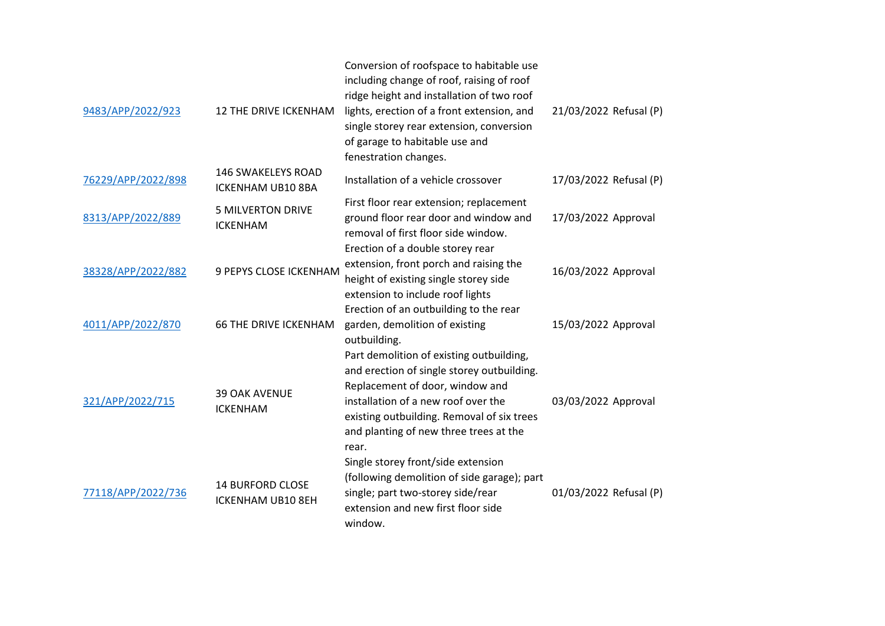| | | | | |
|---|---|---|---|---|
| 9483/APP/2022/923 | 12 THE DRIVE ICKENHAM | Conversion of roofspace to habitable use including change of roof, raising of roof ridge height and installation of two roof lights, erection of a front extension, and single storey rear extension, conversion of garage to habitable use and fenestration changes. | 21/03/2022 | Refusal (P) |
| 76229/APP/2022/898 | 146 SWAKELEYS ROAD ICKENHAM UB10 8BA | Installation of a vehicle crossover | 17/03/2022 | Refusal (P) |
| 8313/APP/2022/889 | 5 MILVERTON DRIVE ICKENHAM | First floor rear extension; replacement ground floor rear door and window and removal of first floor side window. | 17/03/2022 | Approval |
| 38328/APP/2022/882 | 9 PEPYS CLOSE ICKENHAM | Erection of a double storey rear extension, front porch and raising the height of existing single storey side extension to include roof lights | 16/03/2022 | Approval |
| 4011/APP/2022/870 | 66 THE DRIVE ICKENHAM | Erection of an outbuilding to the rear garden, demolition of existing outbuilding. | 15/03/2022 | Approval |
| 321/APP/2022/715 | 39 OAK AVENUE ICKENHAM | Part demolition of existing outbuilding, and erection of single storey outbuilding. Replacement of door, window and installation of a new roof over the existing outbuilding. Removal of six trees and planting of new three trees at the rear. | 03/03/2022 | Approval |
| 77118/APP/2022/736 | 14 BURFORD CLOSE ICKENHAM UB10 8EH | Single storey front/side extension (following demolition of side garage); part single; part two-storey side/rear extension and new first floor side window. | 01/03/2022 | Refusal (P) |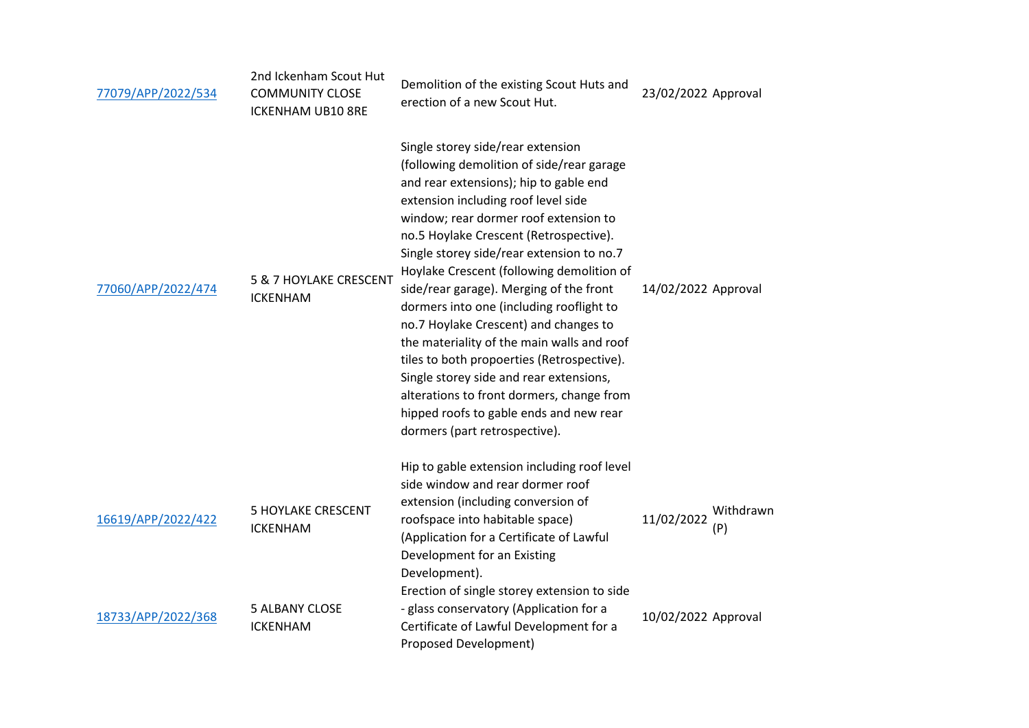| | | | | |
|---|---|---|---|---|
| 77079/APP/2022/534 | 2nd Ickenham Scout Hut COMMUNITY CLOSE ICKENHAM UB10 8RE | Demolition of the existing Scout Huts and erection of a new Scout Hut. | 23/02/2022 | Approval |
| 77060/APP/2022/474 | 5 & 7 HOYLAKE CRESCENT ICKENHAM | Single storey side/rear extension (following demolition of side/rear garage and rear extensions); hip to gable end extension including roof level side window; rear dormer roof extension to no.5 Hoylake Crescent (Retrospective). Single storey side/rear extension to no.7 Hoylake Crescent (following demolition of side/rear garage). Merging of the front dormers into one (including rooflight to no.7 Hoylake Crescent) and changes to the materiality of the main walls and roof tiles to both propoerties (Retrospective). Single storey side and rear extensions, alterations to front dormers, change from hipped roofs to gable ends and new rear dormers (part retrospective). | 14/02/2022 | Approval |
| 16619/APP/2022/422 | 5 HOYLAKE CRESCENT ICKENHAM | Hip to gable extension including roof level side window and rear dormer roof extension (including conversion of roofspace into habitable space) (Application for a Certificate of Lawful Development for an Existing Development). | 11/02/2022 | Withdrawn (P) |
| 18733/APP/2022/368 | 5 ALBANY CLOSE ICKENHAM | Erection of single storey extension to side - glass conservatory (Application for a Certificate of Lawful Development for a Proposed Development) | 10/02/2022 | Approval |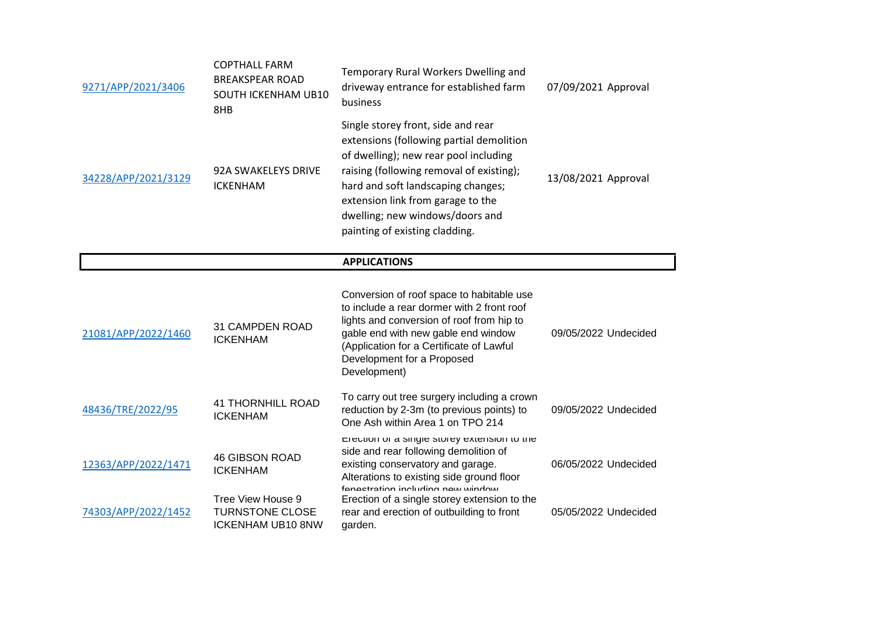| | | | | |
|---|---|---|---|---|
| 9271/APP/2021/3406 | COPTHALL FARM BREAKSPEAR ROAD SOUTH ICKENHAM UB10 8HB | Temporary Rural Workers Dwelling and driveway entrance for established farm business | 07/09/2021 | Approval |
| 34228/APP/2021/3129 | 92A SWAKELEYS DRIVE ICKENHAM | Single storey front, side and rear extensions (following partial demolition of dwelling); new rear pool including raising (following removal of existing); hard and soft landscaping changes; extension link from garage to the dwelling; new windows/doors and painting of existing cladding. | 13/08/2021 | Approval |

**APPLICATIONS**

| | | | | |
|---|---|---|---|---|
| 21081/APP/2022/1460 | 31 CAMPDEN ROAD ICKENHAM | Conversion of roof space to habitable use to include a rear dormer with 2 front roof lights and conversion of roof from hip to gable end with new gable end window (Application for a Certificate of Lawful Development for a Proposed Development) | 09/05/2022 | Undecided |
| 48436/TRE/2022/95 | 41 THORNHILL ROAD ICKENHAM | To carry out tree surgery including a crown reduction by 2-3m (to previous points) to One Ash within Area 1 on TPO 214 | 09/05/2022 | Undecided |
| 12363/APP/2022/1471 | 46 GIBSON ROAD ICKENHAM | Erection of a single storey extension to the side and rear following demolition of existing conservatory and garage. Alterations to existing side ground floor fenestration including new window | 06/05/2022 | Undecided |
| 74303/APP/2022/1452 | Tree View House 9 TURNSTONE CLOSE ICKENHAM UB10 8NW | Erection of a single storey extension to the rear and erection of outbuilding to front garden. | 05/05/2022 | Undecided |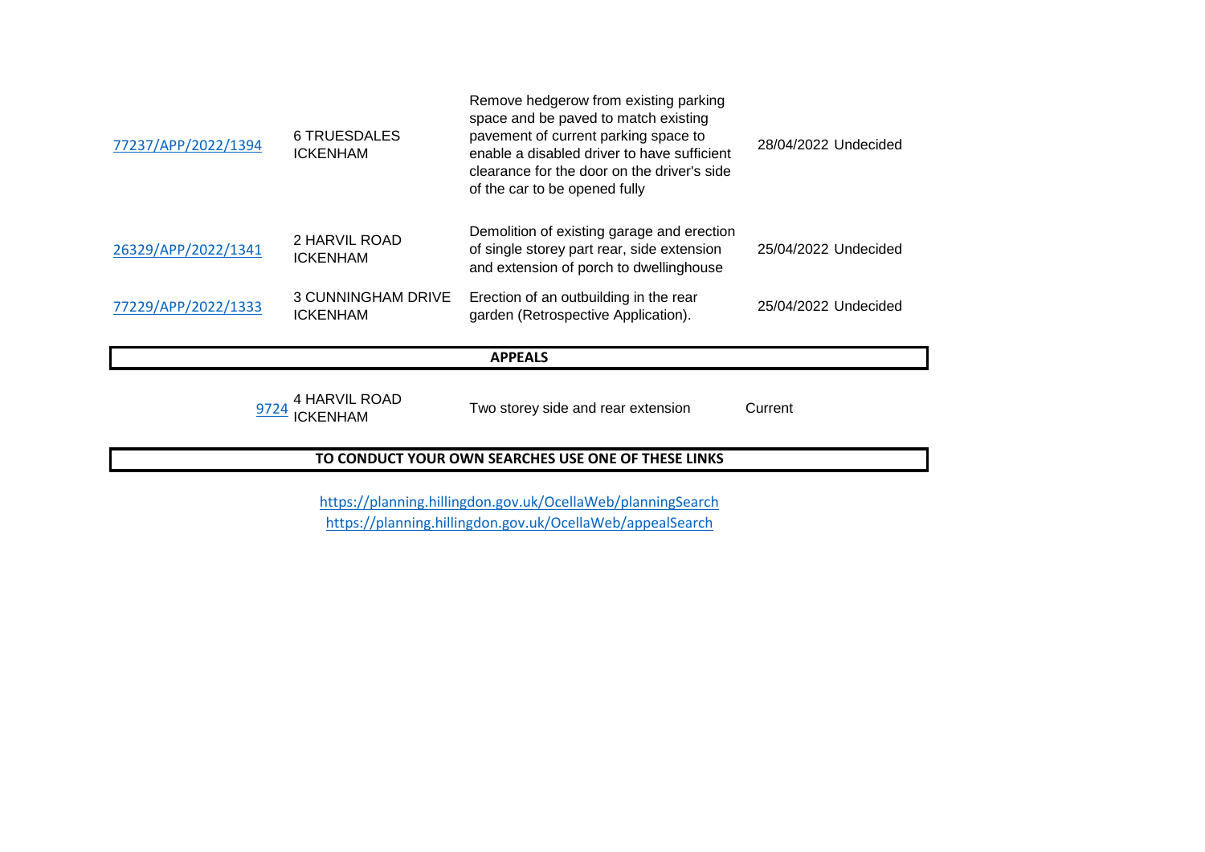| | | | | |
|---|---|---|---|---|
| 77237/APP/2022/1394 | 6 TRUESDALES ICKENHAM | Remove hedgerow from existing parking space and be paved to match existing pavement of current parking space to enable a disabled driver to have sufficient clearance for the door on the driver's side of the car to be opened fully | 28/04/2022 | Undecided |
| 26329/APP/2022/1341 | 2 HARVIL ROAD ICKENHAM | Demolition of existing garage and erection of single storey part rear, side extension and extension of porch to dwellinghouse | 25/04/2022 | Undecided |
| 77229/APP/2022/1333 | 3 CUNNINGHAM DRIVE ICKENHAM | Erection of an outbuilding in the rear garden (Retrospective Application). | 25/04/2022 | Undecided |

**APPEALS**

| | | | |
|---|---|---|---|
| 9724 | 4 HARVIL ROAD ICKENHAM | Two storey side and rear extension | Current |

**TO CONDUCT YOUR OWN SEARCHES USE ONE OF THESE LINKS**

https://planning.hillingdon.gov.uk/OcellaWeb/planningSearch

https://planning.hillingdon.gov.uk/OcellaWeb/appealSearch